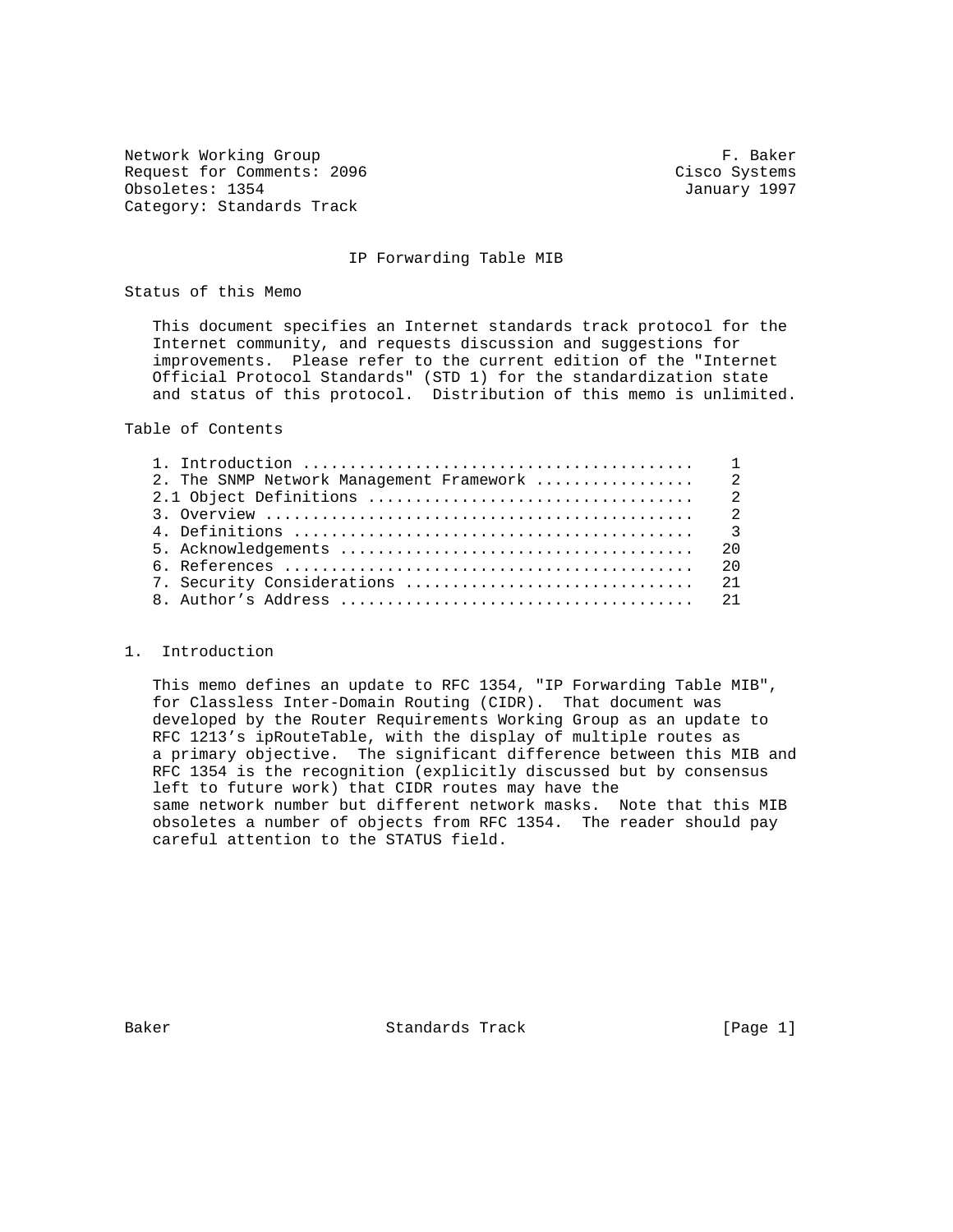Network Working Group F. Baker
Request for Comments: 2096 Cisco Systems
Obsoletes: 1354 January 1997
Category: Standards Track

# IP Forwarding Table MIB

## Status of this Memo

This document specifies an Internet standards track protocol for the Internet community, and requests discussion and suggestions for improvements. Please refer to the current edition of the "Internet Official Protocol Standards" (STD 1) for the standardization state and status of this protocol. Distribution of this memo is unlimited.

## Table of Contents

```
1. Introduction ........................................    1
2. The SNMP Network Management Framework ................    2
2.1 Object Definitions ..................................    2
3. Overview ............................................    2
4. Definitions .........................................    3
5. Acknowledgements ....................................   20
6. References ..........................................   20
7. Security Considerations ..............................   21
8. Author's Address ....................................   21
```

## 1. Introduction

This memo defines an update to RFC 1354, "IP Forwarding Table MIB", for Classless Inter-Domain Routing (CIDR). That document was developed by the Router Requirements Working Group as an update to RFC 1213's ipRouteTable, with the display of multiple routes as a primary objective. The significant difference between this MIB and RFC 1354 is the recognition (explicitly discussed but by consensus left to future work) that CIDR routes may have the same network number but different network masks. Note that this MIB obsoletes a number of objects from RFC 1354. The reader should pay careful attention to the STATUS field.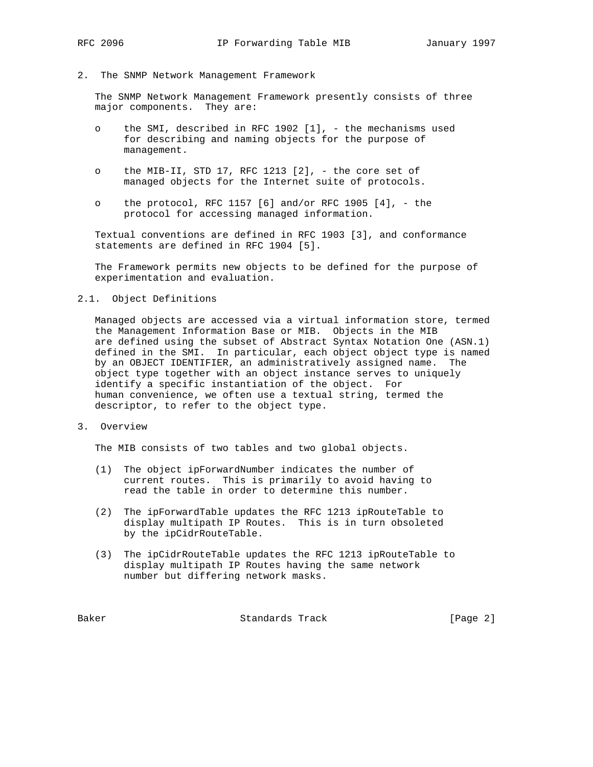## 2. The SNMP Network Management Framework

The SNMP Network Management Framework presently consists of three major components. They are:

- the SMI, described in RFC 1902 [1], - the mechanisms used for describing and naming objects for the purpose of management.
- the MIB-II, STD 17, RFC 1213 [2], - the core set of managed objects for the Internet suite of protocols.
- the protocol, RFC 1157 [6] and/or RFC 1905 [4], - the protocol for accessing managed information.

Textual conventions are defined in RFC 1903 [3], and conformance statements are defined in RFC 1904 [5].

The Framework permits new objects to be defined for the purpose of experimentation and evaluation.

### 2.1. Object Definitions

Managed objects are accessed via a virtual information store, termed the Management Information Base or MIB. Objects in the MIB are defined using the subset of Abstract Syntax Notation One (ASN.1) defined in the SMI. In particular, each object object type is named by an OBJECT IDENTIFIER, an administratively assigned name. The object type together with an object instance serves to uniquely identify a specific instantiation of the object. For human convenience, we often use a textual string, termed the descriptor, to refer to the object type.

## 3. Overview

The MIB consists of two tables and two global objects.

(1) The object ipForwardNumber indicates the number of current routes. This is primarily to avoid having to read the table in order to determine this number.

(2) The ipForwardTable updates the RFC 1213 ipRouteTable to display multipath IP Routes. This is in turn obsoleted by the ipCidrRouteTable.

(3) The ipCidrRouteTable updates the RFC 1213 ipRouteTable to display multipath IP Routes having the same network number but differing network masks.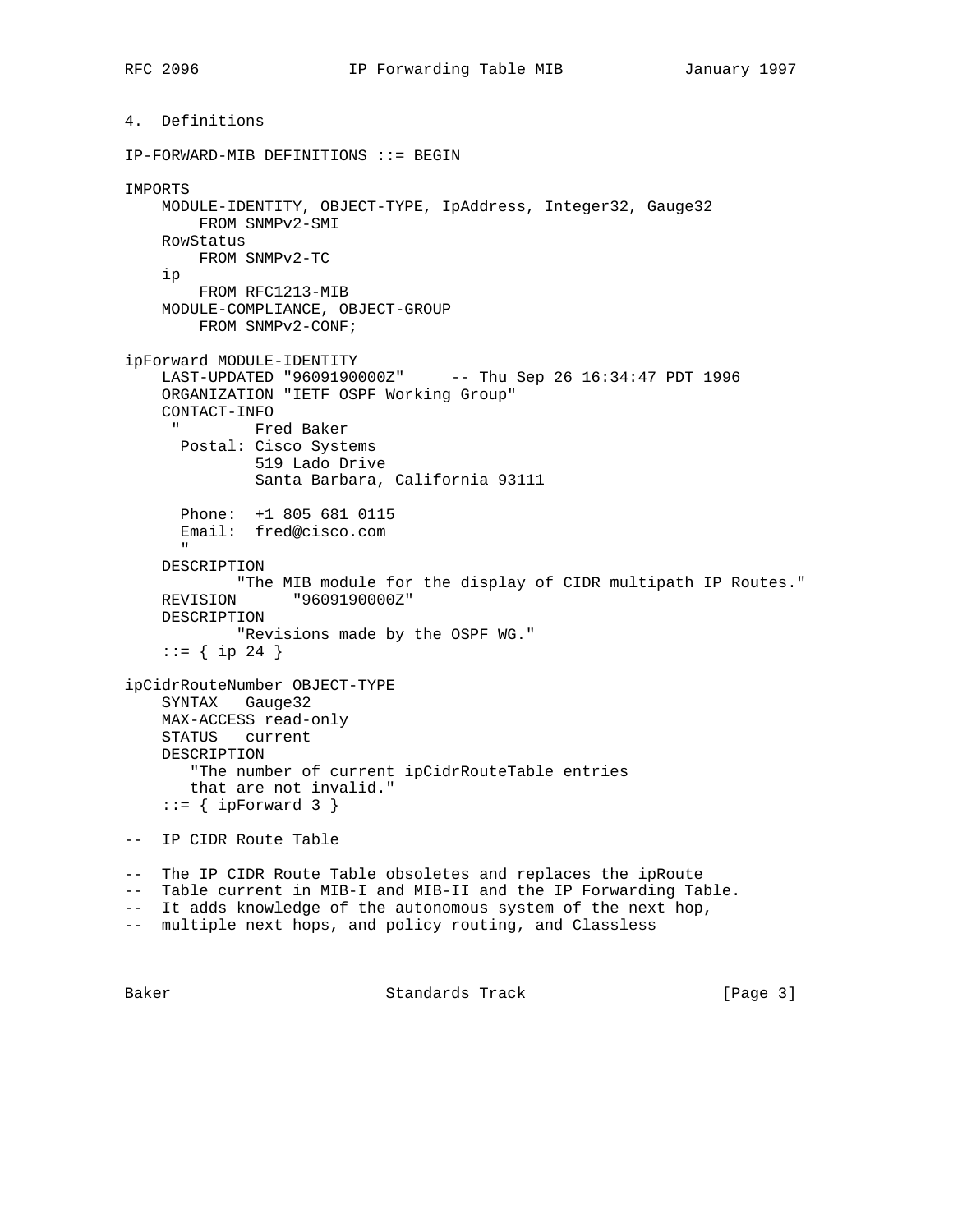## 4. Definitions

```
IP-FORWARD-MIB DEFINITIONS ::= BEGIN

IMPORTS
    MODULE-IDENTITY, OBJECT-TYPE, IpAddress, Integer32, Gauge32
        FROM SNMPv2-SMI
    RowStatus
        FROM SNMPv2-TC
    ip
        FROM RFC1213-MIB
    MODULE-COMPLIANCE, OBJECT-GROUP
        FROM SNMPv2-CONF;

ipForward MODULE-IDENTITY
    LAST-UPDATED "9609190000Z"     -- Thu Sep 26 16:34:47 PDT 1996
    ORGANIZATION "IETF OSPF Working Group"
    CONTACT-INFO
     "        Fred Baker
      Postal: Cisco Systems
              519 Lado Drive
              Santa Barbara, California 93111

      Phone:  +1 805 681 0115
      Email:  fred@cisco.com
      "
    DESCRIPTION
            "The MIB module for the display of CIDR multipath IP Routes."
    REVISION      "9609190000Z"
    DESCRIPTION
            "Revisions made by the OSPF WG."
    ::= { ip 24 }

ipCidrRouteNumber OBJECT-TYPE
    SYNTAX   Gauge32
    MAX-ACCESS read-only
    STATUS   current
    DESCRIPTION
       "The number of current ipCidrRouteTable entries
       that are not invalid."
    ::= { ipForward 3 }

--  IP CIDR Route Table

--  The IP CIDR Route Table obsoletes and replaces the ipRoute
--  Table current in MIB-I and MIB-II and the IP Forwarding Table.
--  It adds knowledge of the autonomous system of the next hop,
--  multiple next hops, and policy routing, and Classless
```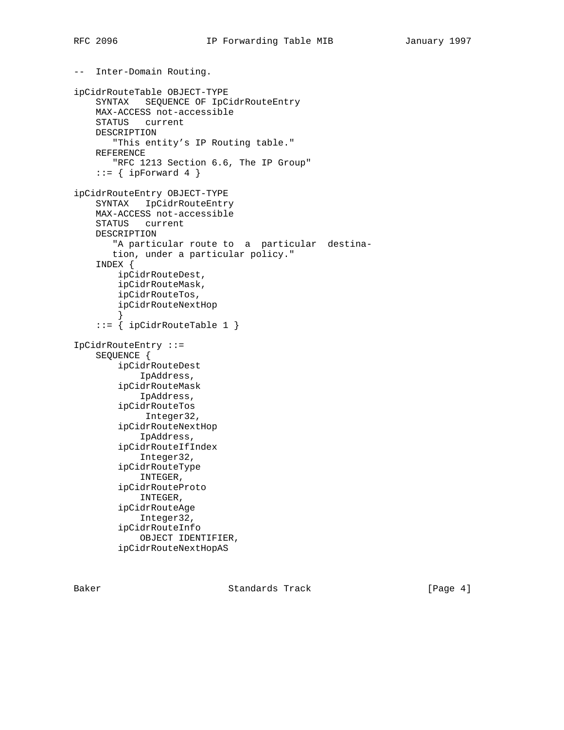```
--  Inter-Domain Routing.

ipCidrRouteTable OBJECT-TYPE
    SYNTAX   SEQUENCE OF IpCidrRouteEntry
    MAX-ACCESS not-accessible
    STATUS   current
    DESCRIPTION
       "This entity's IP Routing table."
    REFERENCE
       "RFC 1213 Section 6.6, The IP Group"
    ::= { ipForward 4 }

ipCidrRouteEntry OBJECT-TYPE
    SYNTAX   IpCidrRouteEntry
    MAX-ACCESS not-accessible
    STATUS   current
    DESCRIPTION
       "A particular route to  a  particular  destina-
       tion, under a particular policy."
    INDEX {
        ipCidrRouteDest,
        ipCidrRouteMask,
        ipCidrRouteTos,
        ipCidrRouteNextHop
        }
    ::= { ipCidrRouteTable 1 }

IpCidrRouteEntry ::=
    SEQUENCE {
        ipCidrRouteDest
            IpAddress,
        ipCidrRouteMask
            IpAddress,
        ipCidrRouteTos
             Integer32,
        ipCidrRouteNextHop
            IpAddress,
        ipCidrRouteIfIndex
            Integer32,
        ipCidrRouteType
            INTEGER,
        ipCidrRouteProto
            INTEGER,
        ipCidrRouteAge
            Integer32,
        ipCidrRouteInfo
            OBJECT IDENTIFIER,
        ipCidrRouteNextHopAS
```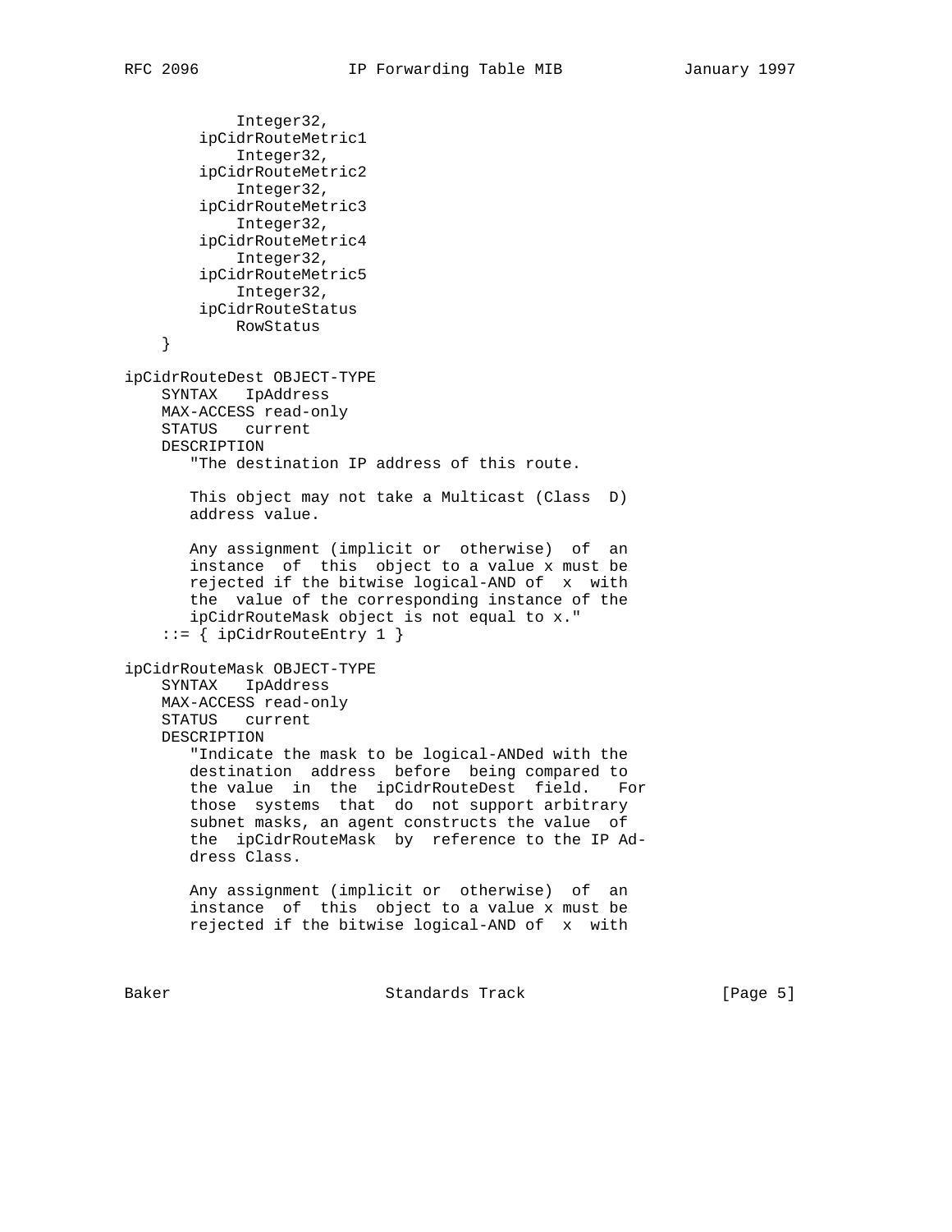```
            Integer32,
        ipCidrRouteMetric1
            Integer32,
        ipCidrRouteMetric2
            Integer32,
        ipCidrRouteMetric3
            Integer32,
        ipCidrRouteMetric4
            Integer32,
        ipCidrRouteMetric5
            Integer32,
        ipCidrRouteStatus
            RowStatus
    }

ipCidrRouteDest OBJECT-TYPE
    SYNTAX   IpAddress
    MAX-ACCESS read-only
    STATUS   current
    DESCRIPTION
       "The destination IP address of this route.

       This object may not take a Multicast (Class  D)
       address value.

       Any assignment (implicit or  otherwise)  of  an
       instance  of  this  object to a value x must be
       rejected if the bitwise logical-AND of  x  with
       the  value of the corresponding instance of the
       ipCidrRouteMask object is not equal to x."
    ::= { ipCidrRouteEntry 1 }

ipCidrRouteMask OBJECT-TYPE
    SYNTAX   IpAddress
    MAX-ACCESS read-only
    STATUS   current
    DESCRIPTION
       "Indicate the mask to be logical-ANDed with the
       destination  address  before  being compared to
       the value  in  the  ipCidrRouteDest  field.   For
       those  systems  that  do  not support arbitrary
       subnet masks, an agent constructs the value  of
       the  ipCidrRouteMask  by  reference to the IP Ad-
       dress Class.

       Any assignment (implicit or  otherwise)  of  an
       instance  of  this  object to a value x must be
       rejected if the bitwise logical-AND of  x  with
```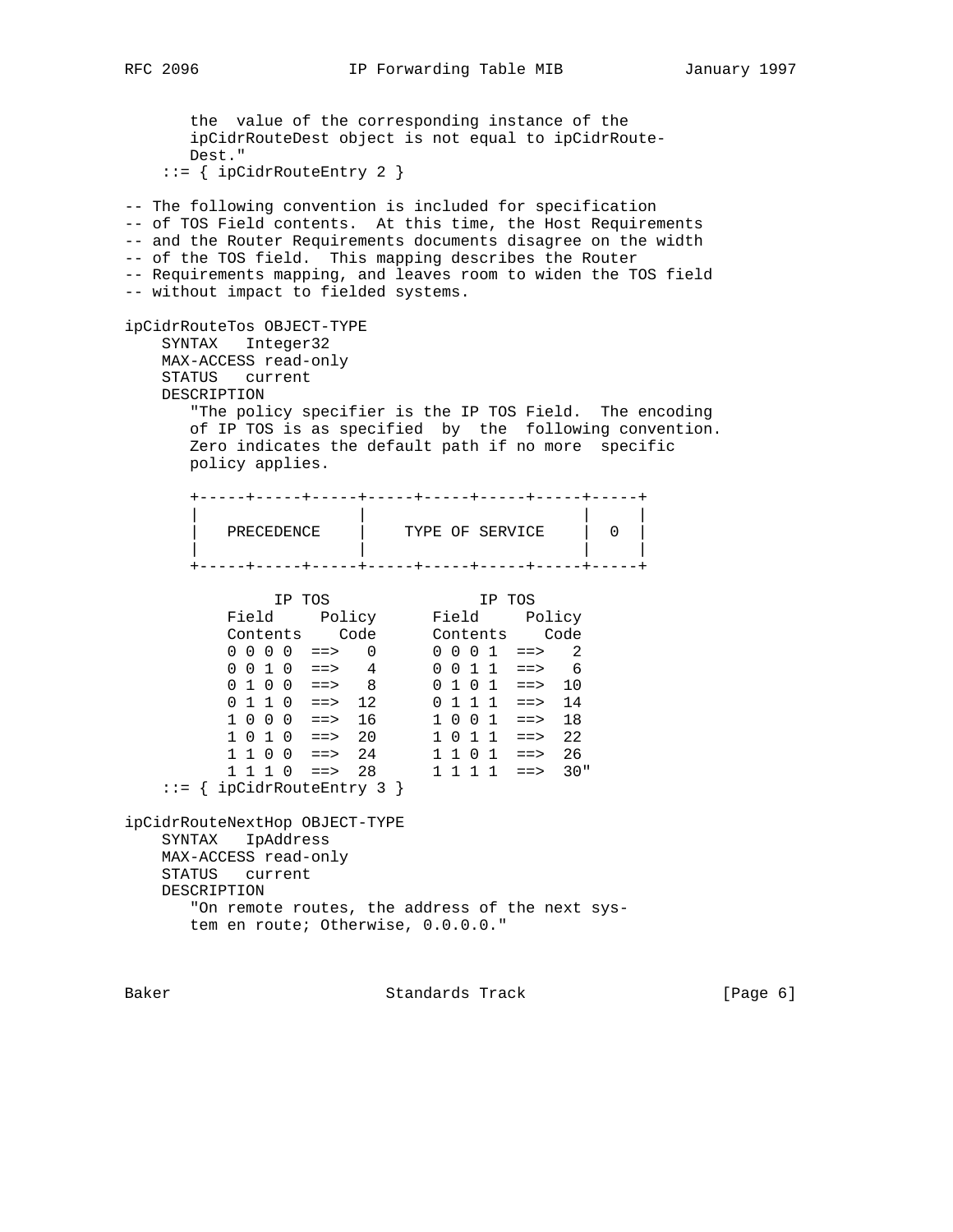```
       the  value of the corresponding instance of the
       ipCidrRouteDest object is not equal to ipCidrRoute-
       Dest."
    ::= { ipCidrRouteEntry 2 }

-- The following convention is included for specification
-- of TOS Field contents.  At this time, the Host Requirements
-- and the Router Requirements documents disagree on the width
-- of the TOS field.  This mapping describes the Router
-- Requirements mapping, and leaves room to widen the TOS field
-- without impact to fielded systems.

ipCidrRouteTos OBJECT-TYPE
    SYNTAX   Integer32
    MAX-ACCESS read-only
    STATUS   current
    DESCRIPTION
       "The policy specifier is the IP TOS Field.  The encoding
       of IP TOS is as specified  by  the  following convention.
       Zero indicates the default path if no more  specific
       policy applies.

       +-----+-----+-----+-----+-----+-----+-----+-----+
       |                 |                       |     |
       |   PRECEDENCE    |    TYPE OF SERVICE    |  0  |
       |                 |                       |     |
       +-----+-----+-----+-----+-----+-----+-----+-----+

                IP TOS                IP TOS
          Field     Policy      Field     Policy
          Contents    Code      Contents    Code
          0 0 0 0  ==>   0      0 0 0 1  ==>   2
          0 0 1 0  ==>   4      0 0 1 1  ==>   6
          0 1 0 0  ==>   8      0 1 0 1  ==>  10
          0 1 1 0  ==>  12      0 1 1 1  ==>  14
          1 0 0 0  ==>  16      1 0 0 1  ==>  18
          1 0 1 0  ==>  20      1 0 1 1  ==>  22
          1 1 0 0  ==>  24      1 1 0 1  ==>  26
          1 1 1 0  ==>  28      1 1 1 1  ==>  30"
    ::= { ipCidrRouteEntry 3 }

ipCidrRouteNextHop OBJECT-TYPE
    SYNTAX   IpAddress
    MAX-ACCESS read-only
    STATUS   current
    DESCRIPTION
       "On remote routes, the address of the next sys-
       tem en route; Otherwise, 0.0.0.0."
```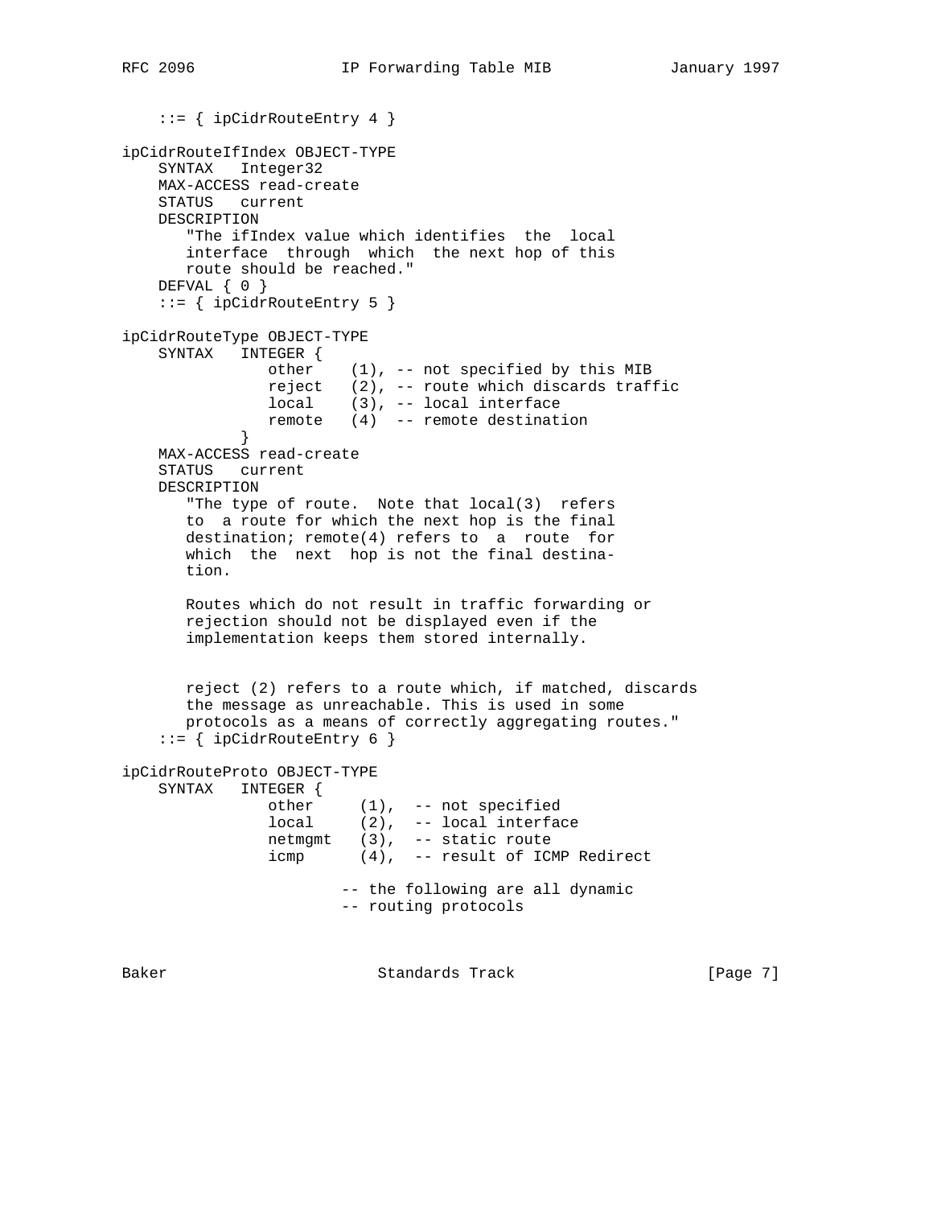```
    ::= { ipCidrRouteEntry 4 }

ipCidrRouteIfIndex OBJECT-TYPE
    SYNTAX   Integer32
    MAX-ACCESS read-create
    STATUS   current
    DESCRIPTION
       "The ifIndex value which identifies  the  local
       interface  through  which  the next hop of this
       route should be reached."
    DEFVAL { 0 }
    ::= { ipCidrRouteEntry 5 }

ipCidrRouteType OBJECT-TYPE
    SYNTAX   INTEGER {
                other    (1), -- not specified by this MIB
                reject   (2), -- route which discards traffic
                local    (3), -- local interface
                remote   (4)  -- remote destination
             }
    MAX-ACCESS read-create
    STATUS   current
    DESCRIPTION
       "The type of route.  Note that local(3)  refers
       to  a route for which the next hop is the final
       destination; remote(4) refers to  a  route  for
       which  the  next  hop is not the final destina-
       tion.

       Routes which do not result in traffic forwarding or
       rejection should not be displayed even if the
       implementation keeps them stored internally.


       reject (2) refers to a route which, if matched, discards
       the message as unreachable. This is used in some
       protocols as a means of correctly aggregating routes."
    ::= { ipCidrRouteEntry 6 }

ipCidrRouteProto OBJECT-TYPE
    SYNTAX   INTEGER {
                other     (1),  -- not specified
                local     (2),  -- local interface
                netmgmt   (3),  -- static route
                icmp      (4),  -- result of ICMP Redirect

                        -- the following are all dynamic
                        -- routing protocols
```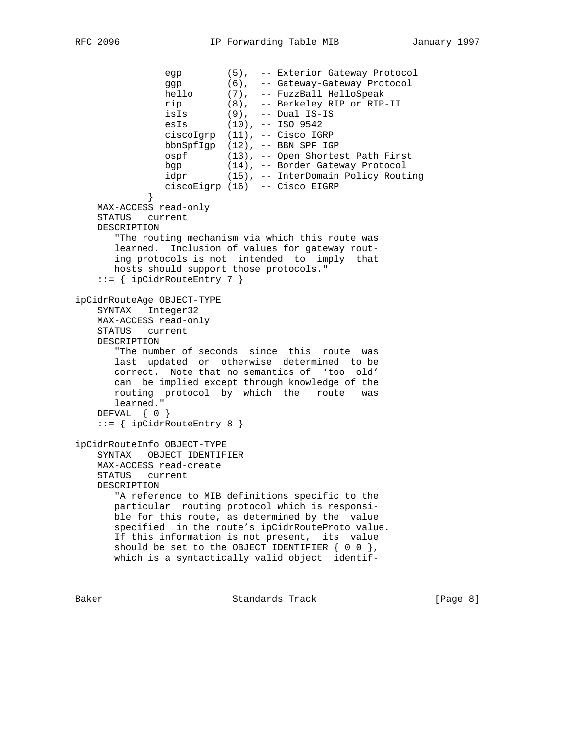```
               egp        (5),  -- Exterior Gateway Protocol
               ggp        (6),  -- Gateway-Gateway Protocol
               hello      (7),  -- FuzzBall HelloSpeak
               rip        (8),  -- Berkeley RIP or RIP-II
               isIs       (9),  -- Dual IS-IS
               esIs       (10), -- ISO 9542
               ciscoIgrp  (11), -- Cisco IGRP
               bbnSpfIgp  (12), -- BBN SPF IGP
               ospf       (13), -- Open Shortest Path First
               bgp        (14), -- Border Gateway Protocol
               idpr       (15), -- InterDomain Policy Routing
               ciscoEigrp (16)  -- Cisco EIGRP
            }
    MAX-ACCESS read-only
    STATUS   current
    DESCRIPTION
       "The routing mechanism via which this route was
       learned.  Inclusion of values for gateway rout-
       ing protocols is not  intended  to  imply  that
       hosts should support those protocols."
    ::= { ipCidrRouteEntry 7 }

ipCidrRouteAge OBJECT-TYPE
    SYNTAX   Integer32
    MAX-ACCESS read-only
    STATUS   current
    DESCRIPTION
       "The number of seconds  since  this  route  was
       last  updated  or  otherwise  determined  to be
       correct.  Note that no semantics of  'too  old'
       can  be implied except through knowledge of the
       routing  protocol  by  which  the   route   was
       learned."
    DEFVAL  { 0 }
    ::= { ipCidrRouteEntry 8 }

ipCidrRouteInfo OBJECT-TYPE
    SYNTAX   OBJECT IDENTIFIER
    MAX-ACCESS read-create
    STATUS   current
    DESCRIPTION
       "A reference to MIB definitions specific to the
       particular  routing protocol which is responsi-
       ble for this route, as determined by the  value
       specified  in the route's ipCidrRouteProto value.
       If this information is not present,  its  value
       should be set to the OBJECT IDENTIFIER { 0 0 },
       which is a syntactically valid object  identif-
```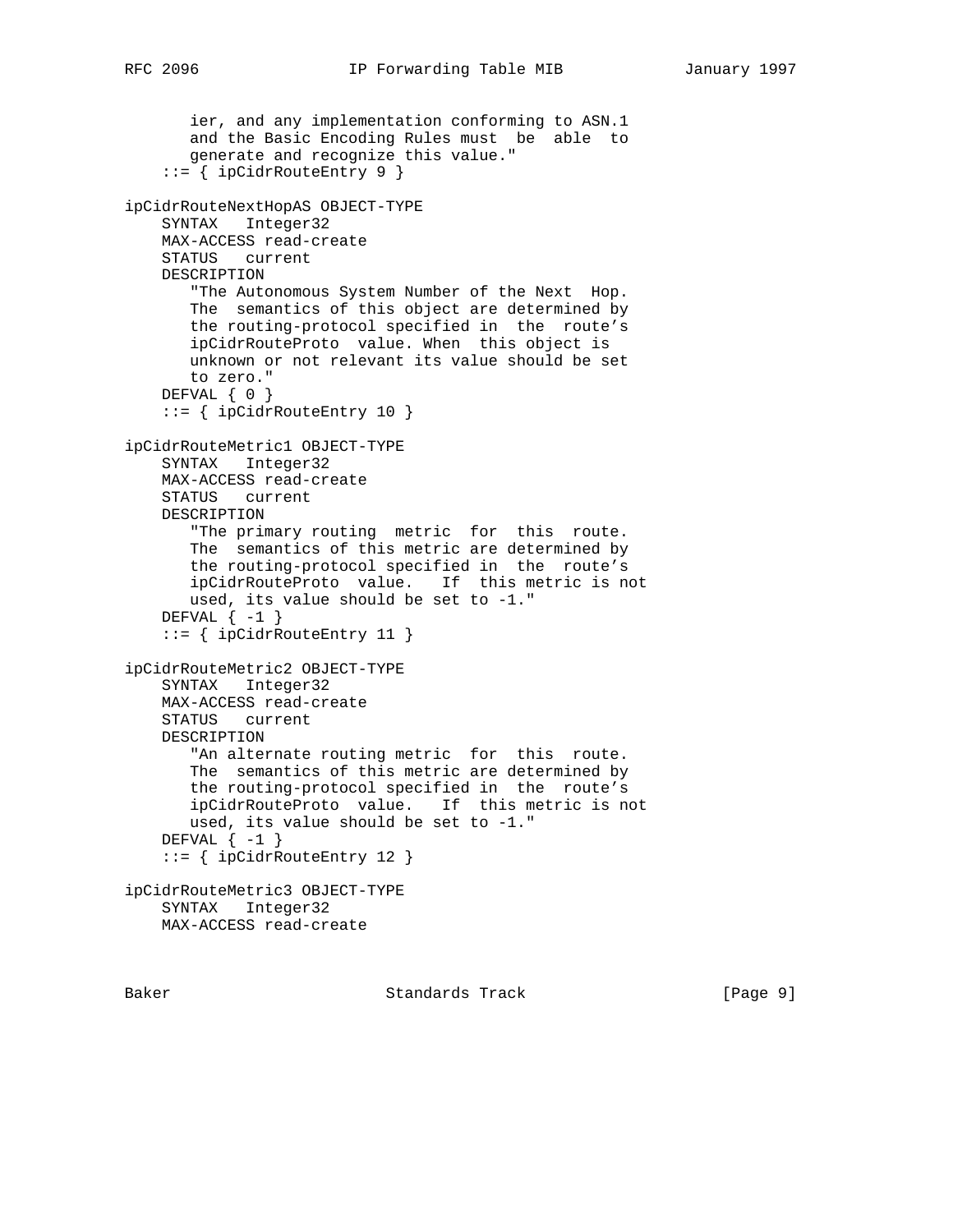```
       ier, and any implementation conforming to ASN.1
       and the Basic Encoding Rules must  be  able  to
       generate and recognize this value."
    ::= { ipCidrRouteEntry 9 }

ipCidrRouteNextHopAS OBJECT-TYPE
    SYNTAX   Integer32
    MAX-ACCESS read-create
    STATUS   current
    DESCRIPTION
       "The Autonomous System Number of the Next  Hop.
       The  semantics of this object are determined by
       the routing-protocol specified in  the  route's
       ipCidrRouteProto  value. When  this object is
       unknown or not relevant its value should be set
       to zero."
    DEFVAL { 0 }
    ::= { ipCidrRouteEntry 10 }

ipCidrRouteMetric1 OBJECT-TYPE
    SYNTAX   Integer32
    MAX-ACCESS read-create
    STATUS   current
    DESCRIPTION
       "The primary routing  metric  for  this  route.
       The  semantics of this metric are determined by
       the routing-protocol specified in  the  route's
       ipCidrRouteProto  value.   If  this metric is not
       used, its value should be set to -1."
    DEFVAL { -1 }
    ::= { ipCidrRouteEntry 11 }

ipCidrRouteMetric2 OBJECT-TYPE
    SYNTAX   Integer32
    MAX-ACCESS read-create
    STATUS   current
    DESCRIPTION
       "An alternate routing metric  for  this  route.
       The  semantics of this metric are determined by
       the routing-protocol specified in  the  route's
       ipCidrRouteProto  value.   If  this metric is not
       used, its value should be set to -1."
    DEFVAL { -1 }
    ::= { ipCidrRouteEntry 12 }

ipCidrRouteMetric3 OBJECT-TYPE
    SYNTAX   Integer32
    MAX-ACCESS read-create
```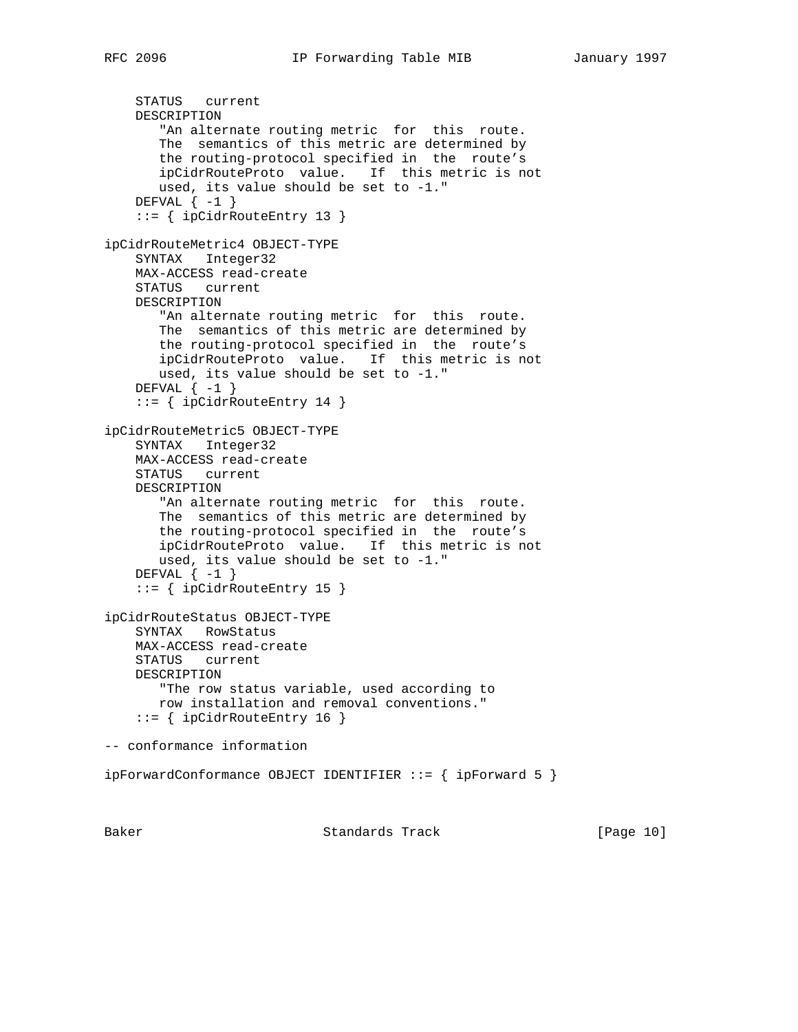```
    STATUS   current
    DESCRIPTION
       "An alternate routing metric  for  this  route.
       The  semantics of this metric are determined by
       the routing-protocol specified in  the  route's
       ipCidrRouteProto  value.   If  this metric is not
       used, its value should be set to -1."
    DEFVAL { -1 }
    ::= { ipCidrRouteEntry 13 }

ipCidrRouteMetric4 OBJECT-TYPE
    SYNTAX   Integer32
    MAX-ACCESS read-create
    STATUS   current
    DESCRIPTION
       "An alternate routing metric  for  this  route.
       The  semantics of this metric are determined by
       the routing-protocol specified in  the  route's
       ipCidrRouteProto  value.   If  this metric is not
       used, its value should be set to -1."
    DEFVAL { -1 }
    ::= { ipCidrRouteEntry 14 }

ipCidrRouteMetric5 OBJECT-TYPE
    SYNTAX   Integer32
    MAX-ACCESS read-create
    STATUS   current
    DESCRIPTION
       "An alternate routing metric  for  this  route.
       The  semantics of this metric are determined by
       the routing-protocol specified in  the  route's
       ipCidrRouteProto  value.   If  this metric is not
       used, its value should be set to -1."
    DEFVAL { -1 }
    ::= { ipCidrRouteEntry 15 }

ipCidrRouteStatus OBJECT-TYPE
    SYNTAX   RowStatus
    MAX-ACCESS read-create
    STATUS   current
    DESCRIPTION
       "The row status variable, used according to
       row installation and removal conventions."
    ::= { ipCidrRouteEntry 16 }

-- conformance information

ipForwardConformance OBJECT IDENTIFIER ::= { ipForward 5 }
```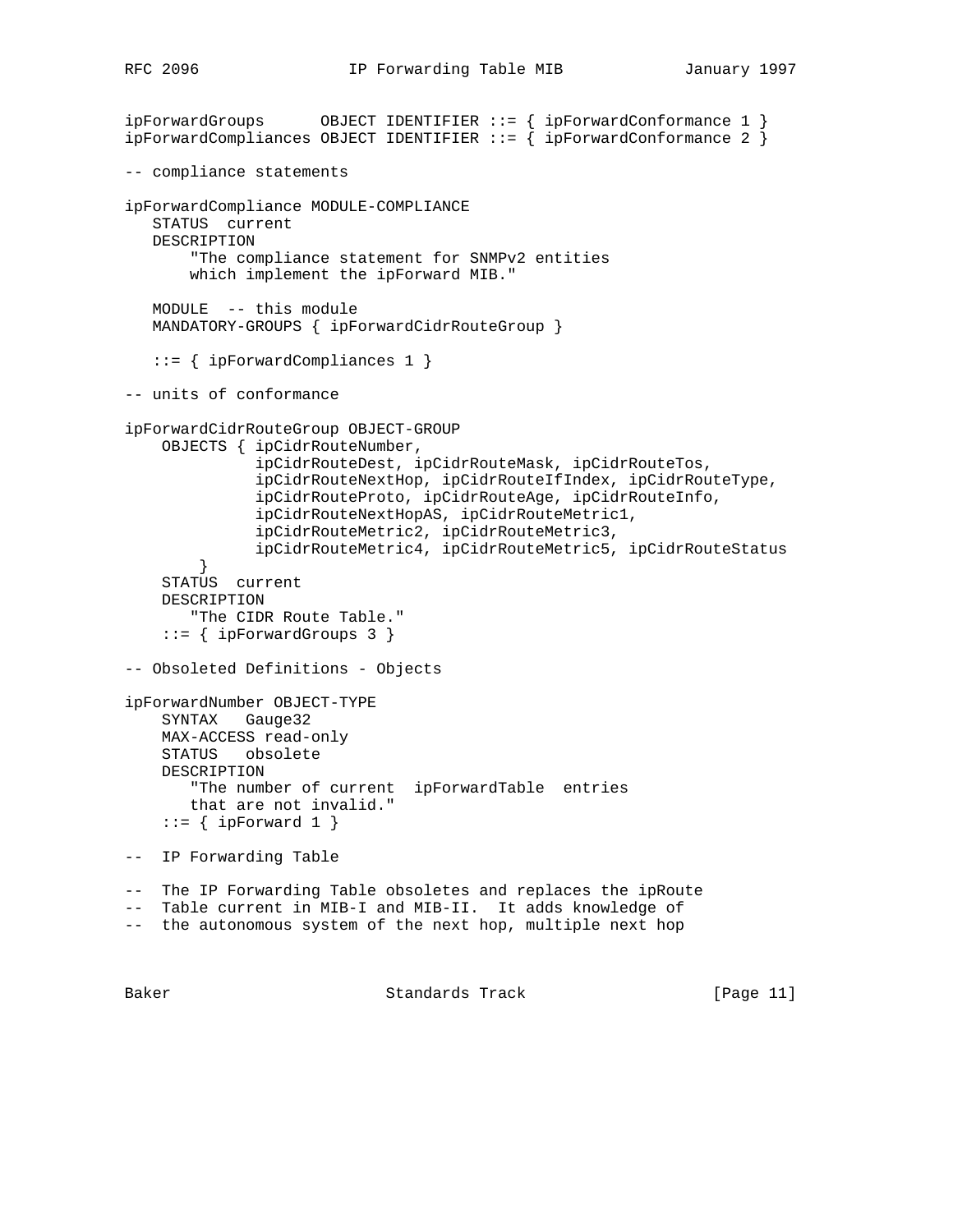```
ipForwardGroups      OBJECT IDENTIFIER ::= { ipForwardConformance 1 }
ipForwardCompliances OBJECT IDENTIFIER ::= { ipForwardConformance 2 }

-- compliance statements

ipForwardCompliance MODULE-COMPLIANCE
   STATUS  current
   DESCRIPTION
       "The compliance statement for SNMPv2 entities
       which implement the ipForward MIB."

   MODULE  -- this module
   MANDATORY-GROUPS { ipForwardCidrRouteGroup }

   ::= { ipForwardCompliances 1 }

-- units of conformance

ipForwardCidrRouteGroup OBJECT-GROUP
    OBJECTS { ipCidrRouteNumber,
              ipCidrRouteDest, ipCidrRouteMask, ipCidrRouteTos,
              ipCidrRouteNextHop, ipCidrRouteIfIndex, ipCidrRouteType,
              ipCidrRouteProto, ipCidrRouteAge, ipCidrRouteInfo,
              ipCidrRouteNextHopAS, ipCidrRouteMetric1,
              ipCidrRouteMetric2, ipCidrRouteMetric3,
              ipCidrRouteMetric4, ipCidrRouteMetric5, ipCidrRouteStatus
        }
    STATUS  current
    DESCRIPTION
       "The CIDR Route Table."
    ::= { ipForwardGroups 3 }

-- Obsoleted Definitions - Objects

ipForwardNumber OBJECT-TYPE
    SYNTAX   Gauge32
    MAX-ACCESS read-only
    STATUS   obsolete
    DESCRIPTION
       "The number of current  ipForwardTable  entries
       that are not invalid."
    ::= { ipForward 1 }

--  IP Forwarding Table

--  The IP Forwarding Table obsoletes and replaces the ipRoute
--  Table current in MIB-I and MIB-II.  It adds knowledge of
--  the autonomous system of the next hop, multiple next hop
```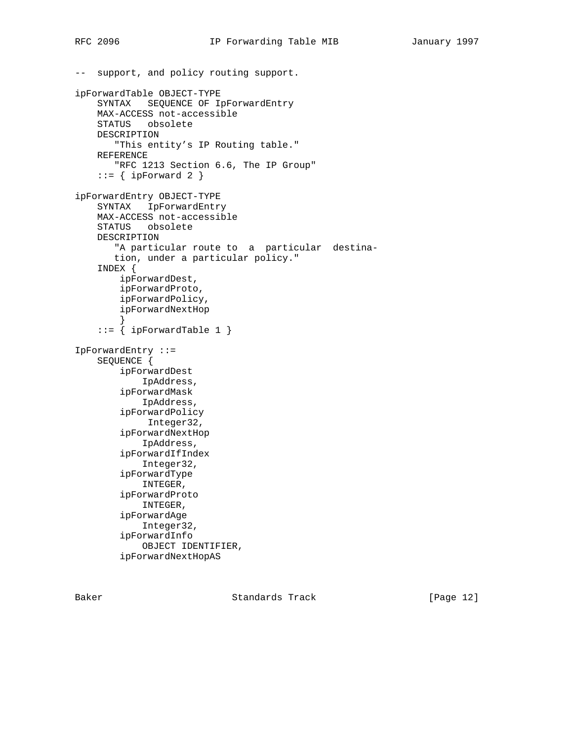```
--  support, and policy routing support.

ipForwardTable OBJECT-TYPE
    SYNTAX   SEQUENCE OF IpForwardEntry
    MAX-ACCESS not-accessible
    STATUS   obsolete
    DESCRIPTION
       "This entity's IP Routing table."
    REFERENCE
       "RFC 1213 Section 6.6, The IP Group"
    ::= { ipForward 2 }

ipForwardEntry OBJECT-TYPE
    SYNTAX   IpForwardEntry
    MAX-ACCESS not-accessible
    STATUS   obsolete
    DESCRIPTION
       "A particular route to  a  particular  destina-
       tion, under a particular policy."
    INDEX {
        ipForwardDest,
        ipForwardProto,
        ipForwardPolicy,
        ipForwardNextHop
        }
    ::= { ipForwardTable 1 }

IpForwardEntry ::=
    SEQUENCE {
        ipForwardDest
            IpAddress,
        ipForwardMask
            IpAddress,
        ipForwardPolicy
             Integer32,
        ipForwardNextHop
            IpAddress,
        ipForwardIfIndex
            Integer32,
        ipForwardType
            INTEGER,
        ipForwardProto
            INTEGER,
        ipForwardAge
            Integer32,
        ipForwardInfo
            OBJECT IDENTIFIER,
        ipForwardNextHopAS
```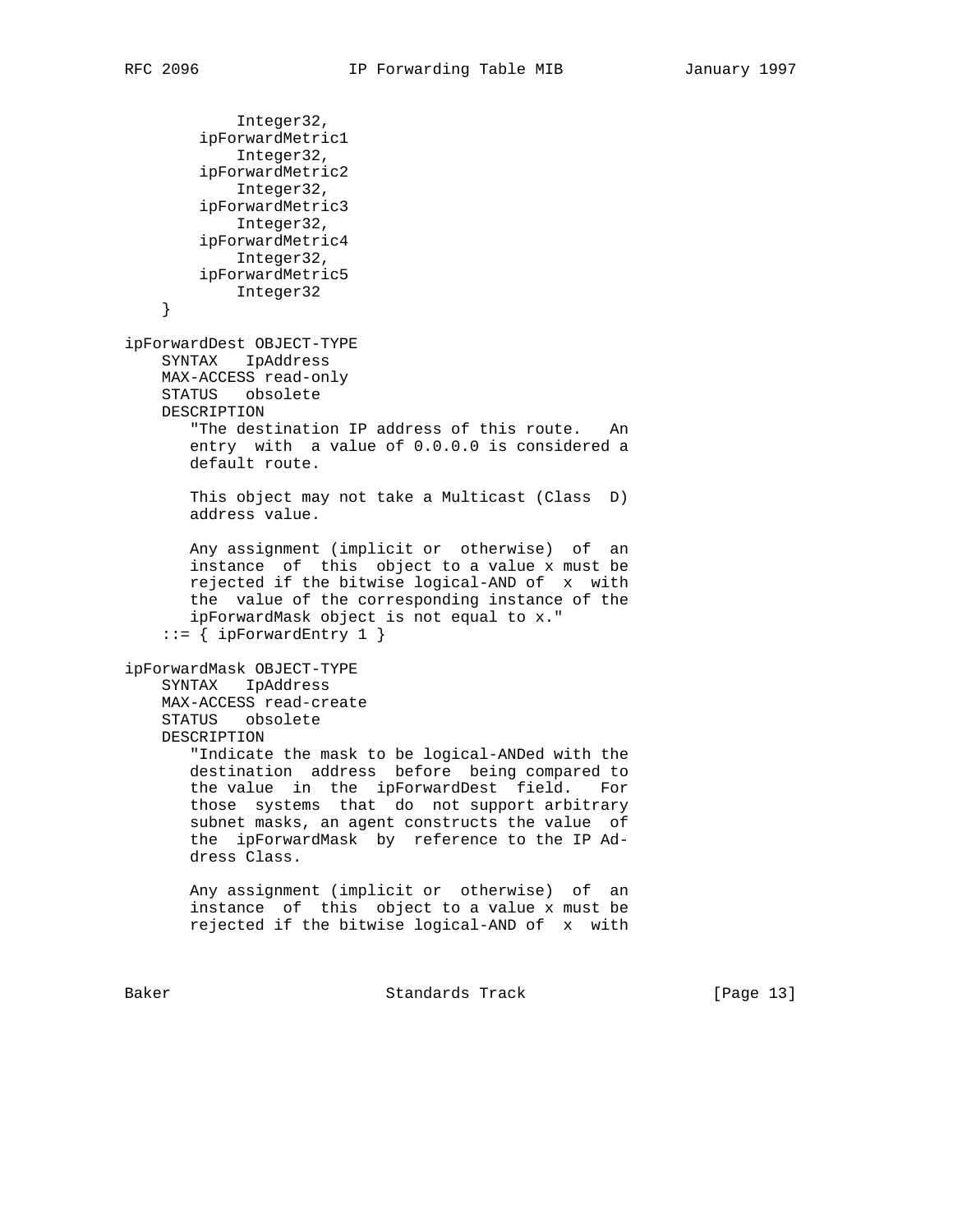```
            Integer32,
        ipForwardMetric1
            Integer32,
        ipForwardMetric2
            Integer32,
        ipForwardMetric3
            Integer32,
        ipForwardMetric4
            Integer32,
        ipForwardMetric5
            Integer32
    }

ipForwardDest OBJECT-TYPE
    SYNTAX   IpAddress
    MAX-ACCESS read-only
    STATUS   obsolete
    DESCRIPTION
       "The destination IP address of this route.   An
       entry  with  a value of 0.0.0.0 is considered a
       default route.

       This object may not take a Multicast (Class  D)
       address value.

       Any assignment (implicit or  otherwise)  of  an
       instance  of  this  object to a value x must be
       rejected if the bitwise logical-AND of  x  with
       the  value of the corresponding instance of the
       ipForwardMask object is not equal to x."
    ::= { ipForwardEntry 1 }

ipForwardMask OBJECT-TYPE
    SYNTAX   IpAddress
    MAX-ACCESS read-create
    STATUS   obsolete
    DESCRIPTION
       "Indicate the mask to be logical-ANDed with the
       destination  address  before  being compared to
       the value  in  the  ipForwardDest  field.   For
       those  systems  that  do  not support arbitrary
       subnet masks, an agent constructs the value  of
       the  ipForwardMask  by  reference to the IP Ad-
       dress Class.

       Any assignment (implicit or  otherwise)  of  an
       instance  of  this  object to a value x must be
       rejected if the bitwise logical-AND of  x  with
```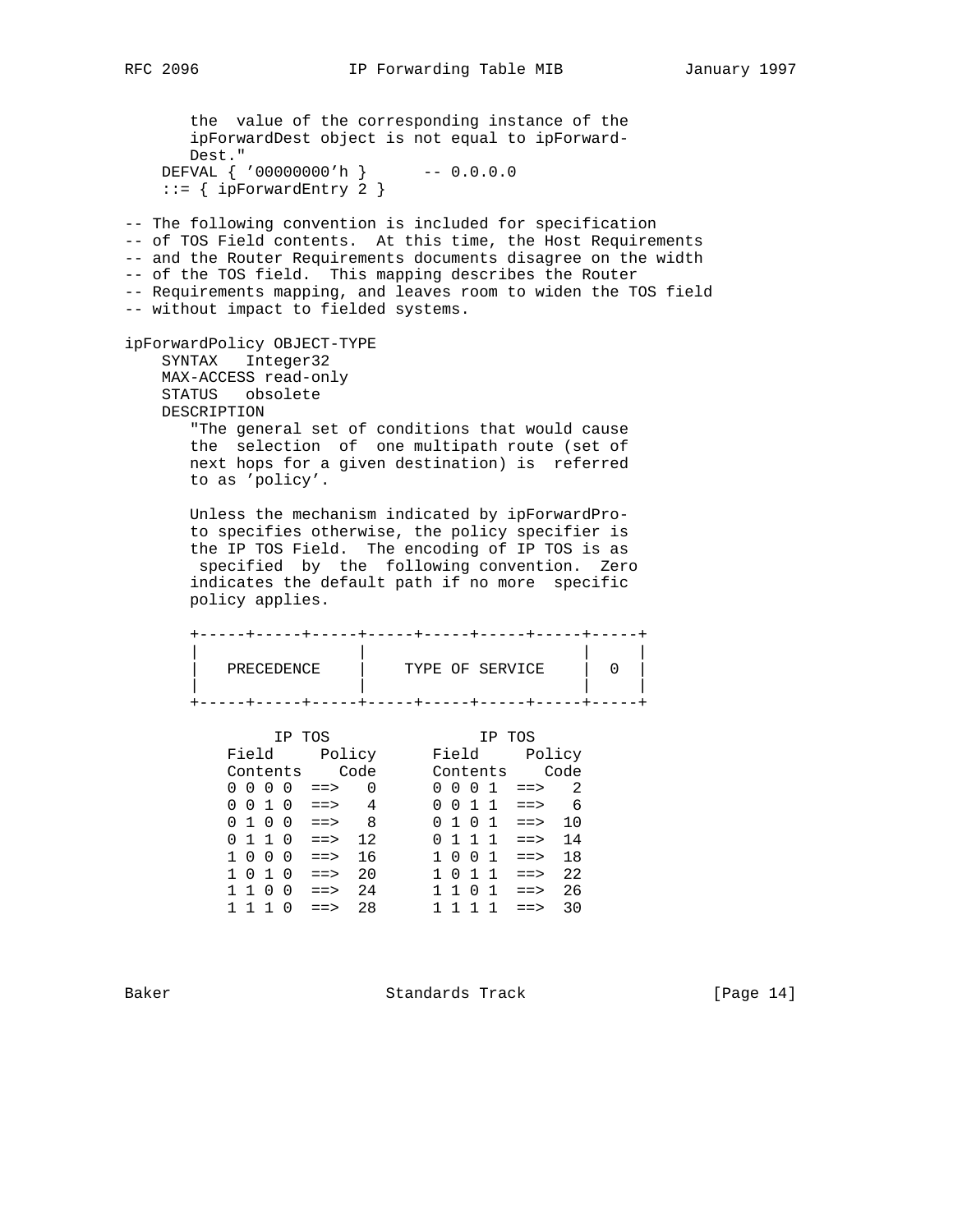```
       the  value of the corresponding instance of the
       ipForwardDest object is not equal to ipForward-
       Dest."
    DEFVAL { '00000000'h }      -- 0.0.0.0
    ::= { ipForwardEntry 2 }

-- The following convention is included for specification
-- of TOS Field contents.  At this time, the Host Requirements
-- and the Router Requirements documents disagree on the width
-- of the TOS field.  This mapping describes the Router
-- Requirements mapping, and leaves room to widen the TOS field
-- without impact to fielded systems.

ipForwardPolicy OBJECT-TYPE
    SYNTAX   Integer32
    MAX-ACCESS read-only
    STATUS   obsolete
    DESCRIPTION
       "The general set of conditions that would cause
       the  selection  of  one multipath route (set of
       next hops for a given destination) is  referred
       to as 'policy'.

       Unless the mechanism indicated by ipForwardPro-
       to specifies otherwise, the policy specifier is
       the IP TOS Field.  The encoding of IP TOS is as
        specified  by  the  following convention.  Zero
       indicates the default path if no more  specific
       policy applies.

       +-----+-----+-----+-----+-----+-----+-----+-----+
       |                 |                       |     |
       |   PRECEDENCE    |    TYPE OF SERVICE    |  0  |
       |                 |                       |     |
       +-----+-----+-----+-----+-----+-----+-----+-----+

                IP TOS                IP TOS
           Field     Policy      Field     Policy
           Contents    Code      Contents    Code
           0 0 0 0  ==>   0      0 0 0 1  ==>   2
           0 0 1 0  ==>   4      0 0 1 1  ==>   6
           0 1 0 0  ==>   8      0 1 0 1  ==>  10
           0 1 1 0  ==>  12      0 1 1 1  ==>  14
           1 0 0 0  ==>  16      1 0 0 1  ==>  18
           1 0 1 0  ==>  20      1 0 1 1  ==>  22
           1 1 0 0  ==>  24      1 1 0 1  ==>  26
           1 1 1 0  ==>  28      1 1 1 1  ==>  30
```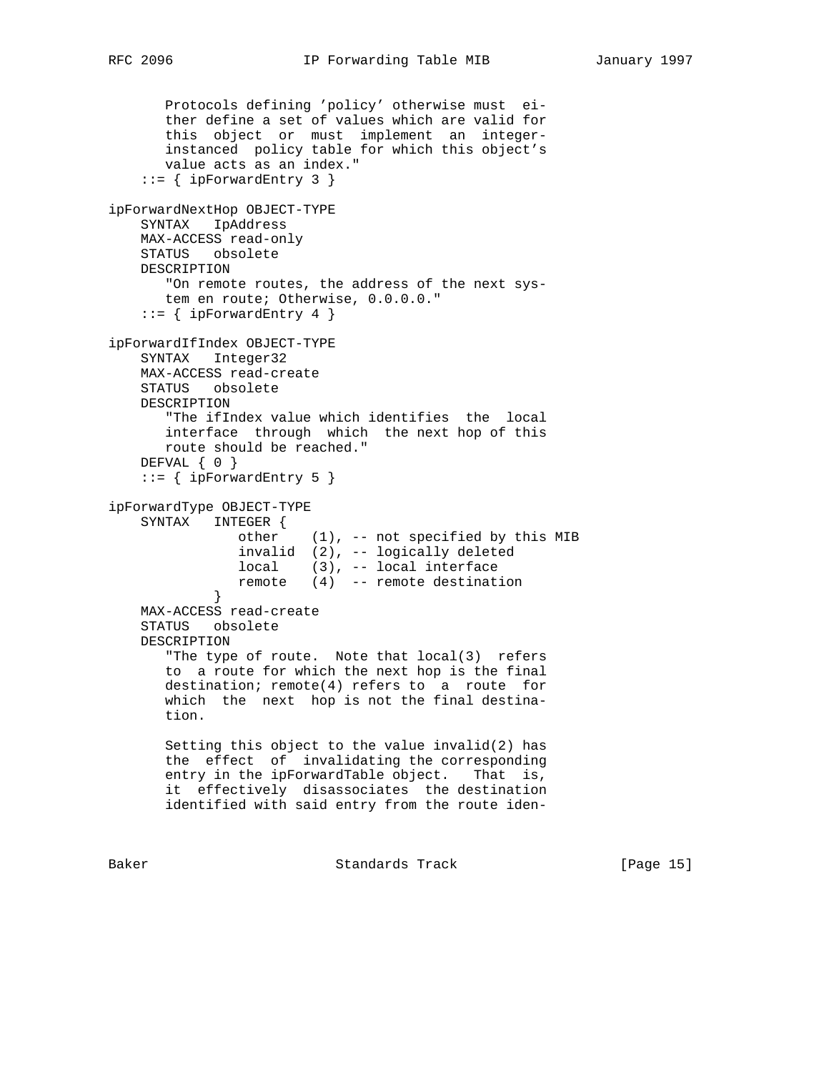```
       Protocols defining 'policy' otherwise must  ei-
       ther define a set of values which are valid for
       this  object  or  must  implement  an  integer-
       instanced  policy table for which this object's
       value acts as an index."
    ::= { ipForwardEntry 3 }

ipForwardNextHop OBJECT-TYPE
    SYNTAX   IpAddress
    MAX-ACCESS read-only
    STATUS   obsolete
    DESCRIPTION
       "On remote routes, the address of the next sys-
       tem en route; Otherwise, 0.0.0.0."
    ::= { ipForwardEntry 4 }

ipForwardIfIndex OBJECT-TYPE
    SYNTAX   Integer32
    MAX-ACCESS read-create
    STATUS   obsolete
    DESCRIPTION
       "The ifIndex value which identifies  the  local
       interface  through  which  the next hop of this
       route should be reached."
    DEFVAL { 0 }
    ::= { ipForwardEntry 5 }

ipForwardType OBJECT-TYPE
    SYNTAX   INTEGER {
                other    (1), -- not specified by this MIB
                invalid  (2), -- logically deleted
                local    (3), -- local interface
                remote   (4)  -- remote destination
             }
    MAX-ACCESS read-create
    STATUS   obsolete
    DESCRIPTION
       "The type of route.  Note that local(3)  refers
       to  a route for which the next hop is the final
       destination; remote(4) refers to  a  route  for
       which  the  next  hop is not the final destina-
       tion.

       Setting this object to the value invalid(2) has
       the  effect  of  invalidating the corresponding
       entry in the ipForwardTable object.   That  is,
       it  effectively  disassociates  the destination
       identified with said entry from the route iden-
```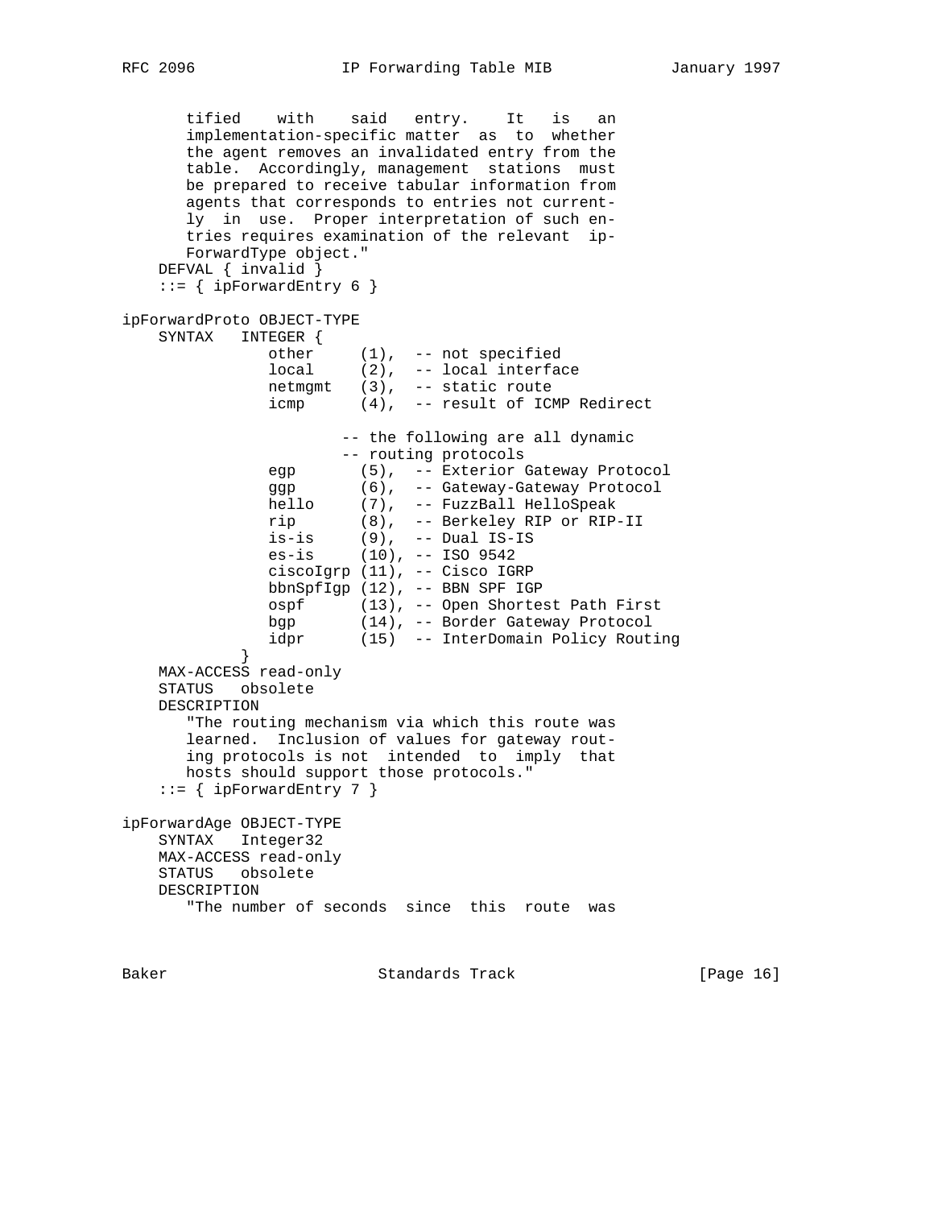```
          tified    with    said   entry.    It   is   an
          implementation-specific matter  as  to  whether
          the agent removes an invalidated entry from the
          table.  Accordingly, management  stations  must
          be prepared to receive tabular information from
          agents that corresponds to entries not current-
          ly  in  use.  Proper interpretation of such en-
          tries requires examination of the relevant  ip-
          ForwardType object."
       DEFVAL { invalid }
       ::= { ipForwardEntry 6 }

   ipForwardProto OBJECT-TYPE
       SYNTAX   INTEGER {
                   other     (1),  -- not specified
                   local     (2),  -- local interface
                   netmgmt   (3),  -- static route
                   icmp      (4),  -- result of ICMP Redirect

                           -- the following are all dynamic
                           -- routing protocols
                   egp       (5),  -- Exterior Gateway Protocol
                   ggp       (6),  -- Gateway-Gateway Protocol
                   hello     (7),  -- FuzzBall HelloSpeak
                   rip       (8),  -- Berkeley RIP or RIP-II
                   is-is     (9),  -- Dual IS-IS
                   es-is     (10), -- ISO 9542
                   ciscoIgrp (11), -- Cisco IGRP
                   bbnSpfIgp (12), -- BBN SPF IGP
                   ospf      (13), -- Open Shortest Path First
                   bgp       (14), -- Border Gateway Protocol
                   idpr      (15)  -- InterDomain Policy Routing
                }
       MAX-ACCESS read-only
       STATUS   obsolete
       DESCRIPTION
          "The routing mechanism via which this route was
          learned.  Inclusion of values for gateway rout-
          ing protocols is not  intended  to  imply  that
          hosts should support those protocols."
       ::= { ipForwardEntry 7 }

   ipForwardAge OBJECT-TYPE
       SYNTAX   Integer32
       MAX-ACCESS read-only
       STATUS   obsolete
       DESCRIPTION
          "The number of seconds  since  this  route  was
```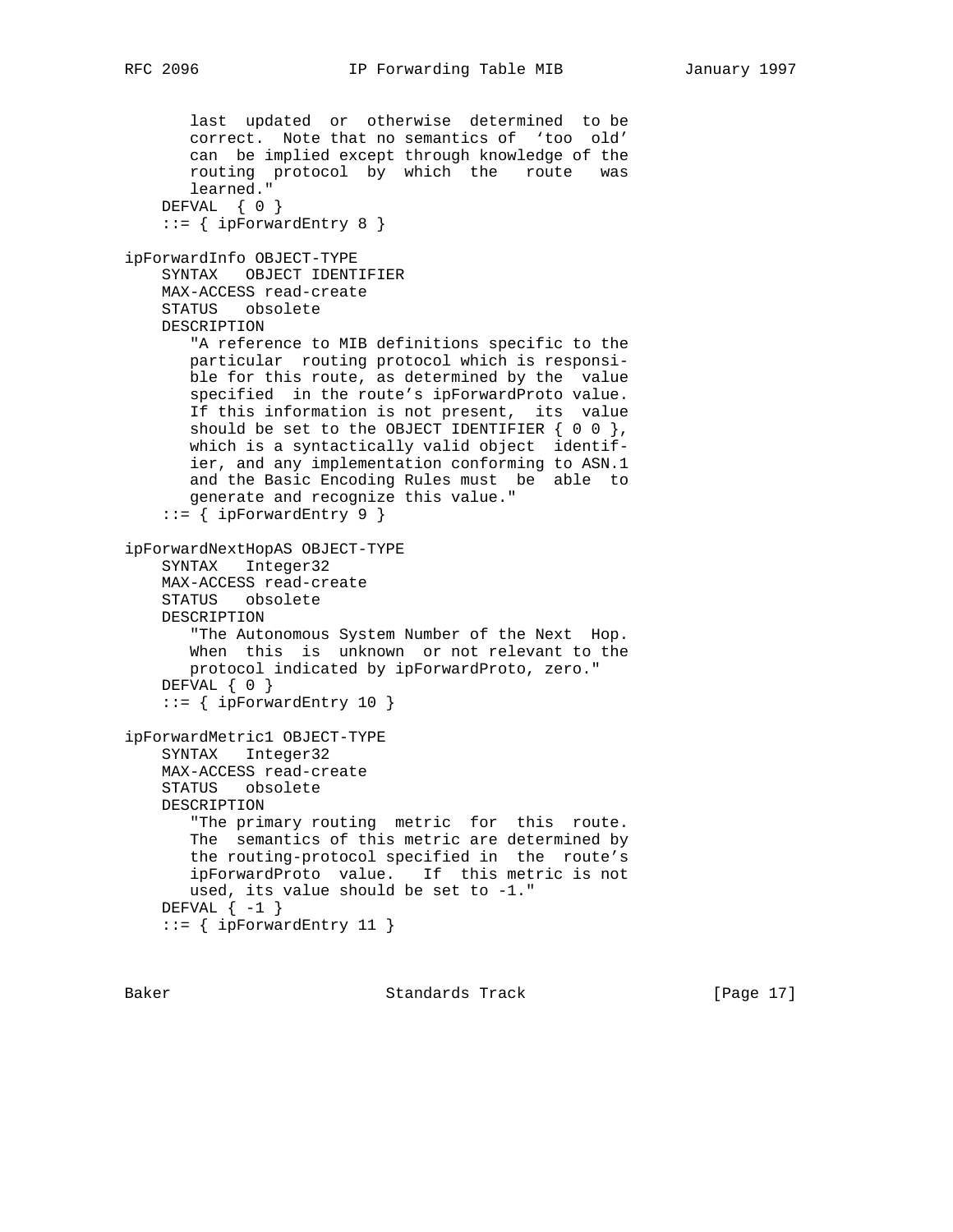```
       last  updated  or  otherwise  determined  to be
       correct.  Note that no semantics of  'too  old'
       can  be implied except through knowledge of the
       routing  protocol  by  which  the   route   was
       learned."
    DEFVAL  { 0 }
    ::= { ipForwardEntry 8 }

ipForwardInfo OBJECT-TYPE
    SYNTAX   OBJECT IDENTIFIER
    MAX-ACCESS read-create
    STATUS   obsolete
    DESCRIPTION
       "A reference to MIB definitions specific to the
       particular  routing protocol which is responsi-
       ble for this route, as determined by the  value
       specified  in the route's ipForwardProto value.
       If this information is not present,  its  value
       should be set to the OBJECT IDENTIFIER { 0 0 },
       which is a syntactically valid object  identif-
       ier, and any implementation conforming to ASN.1
       and the Basic Encoding Rules must  be  able  to
       generate and recognize this value."
    ::= { ipForwardEntry 9 }

ipForwardNextHopAS OBJECT-TYPE
    SYNTAX   Integer32
    MAX-ACCESS read-create
    STATUS   obsolete
    DESCRIPTION
       "The Autonomous System Number of the Next  Hop.
       When  this  is  unknown  or not relevant to the
       protocol indicated by ipForwardProto, zero."
    DEFVAL { 0 }
    ::= { ipForwardEntry 10 }

ipForwardMetric1 OBJECT-TYPE
    SYNTAX   Integer32
    MAX-ACCESS read-create
    STATUS   obsolete
    DESCRIPTION
       "The primary routing  metric  for  this  route.
       The  semantics of this metric are determined by
       the routing-protocol specified in  the  route's
       ipForwardProto  value.   If  this metric is not
       used, its value should be set to -1."
    DEFVAL { -1 }
    ::= { ipForwardEntry 11 }
```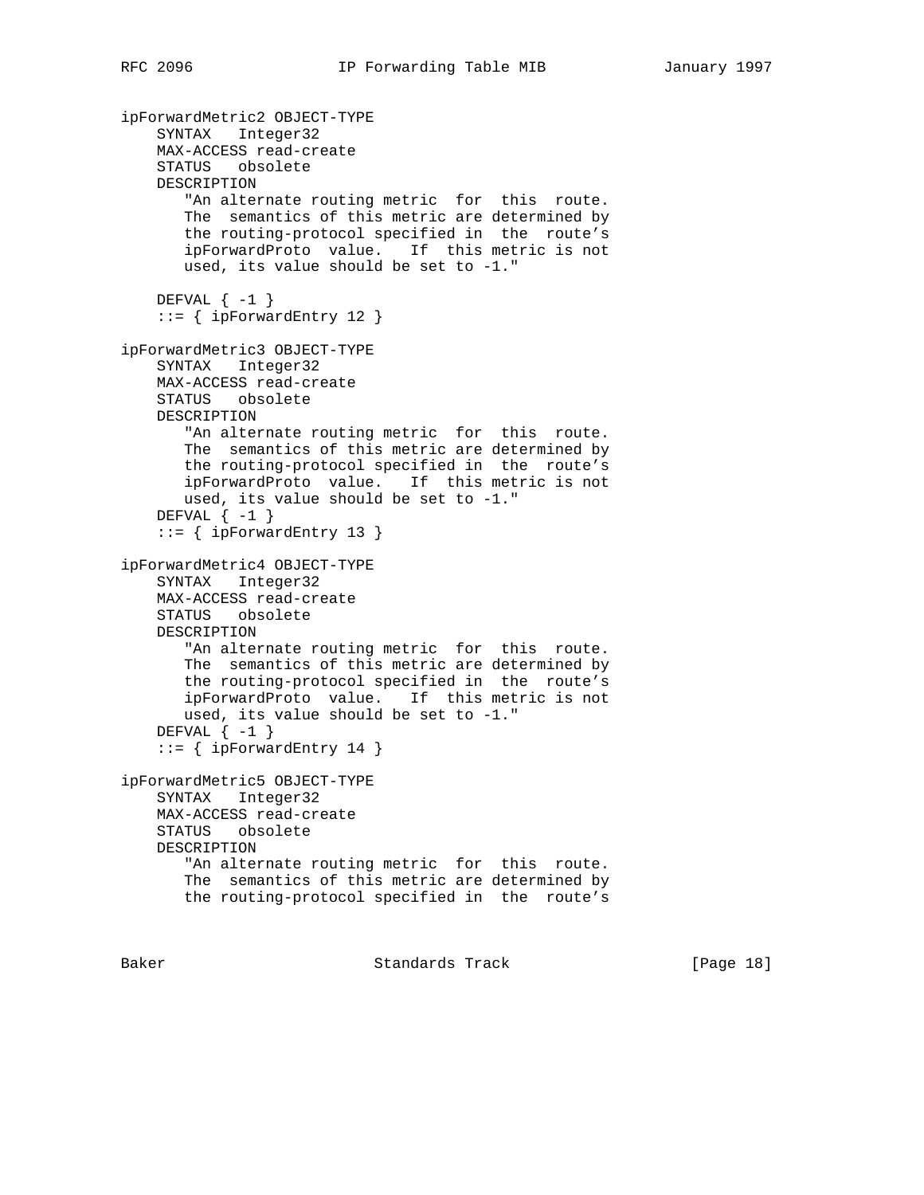```
ipForwardMetric2 OBJECT-TYPE
    SYNTAX   Integer32
    MAX-ACCESS read-create
    STATUS   obsolete
    DESCRIPTION
       "An alternate routing metric  for  this  route.
       The  semantics of this metric are determined by
       the routing-protocol specified in  the  route's
       ipForwardProto  value.   If  this metric is not
       used, its value should be set to -1."

    DEFVAL { -1 }
    ::= { ipForwardEntry 12 }

ipForwardMetric3 OBJECT-TYPE
    SYNTAX   Integer32
    MAX-ACCESS read-create
    STATUS   obsolete
    DESCRIPTION
       "An alternate routing metric  for  this  route.
       The  semantics of this metric are determined by
       the routing-protocol specified in  the  route's
       ipForwardProto  value.   If  this metric is not
       used, its value should be set to -1."
    DEFVAL { -1 }
    ::= { ipForwardEntry 13 }

ipForwardMetric4 OBJECT-TYPE
    SYNTAX   Integer32
    MAX-ACCESS read-create
    STATUS   obsolete
    DESCRIPTION
       "An alternate routing metric  for  this  route.
       The  semantics of this metric are determined by
       the routing-protocol specified in  the  route's
       ipForwardProto  value.   If  this metric is not
       used, its value should be set to -1."
    DEFVAL { -1 }
    ::= { ipForwardEntry 14 }

ipForwardMetric5 OBJECT-TYPE
    SYNTAX   Integer32
    MAX-ACCESS read-create
    STATUS   obsolete
    DESCRIPTION
       "An alternate routing metric  for  this  route.
       The  semantics of this metric are determined by
       the routing-protocol specified in  the  route's
```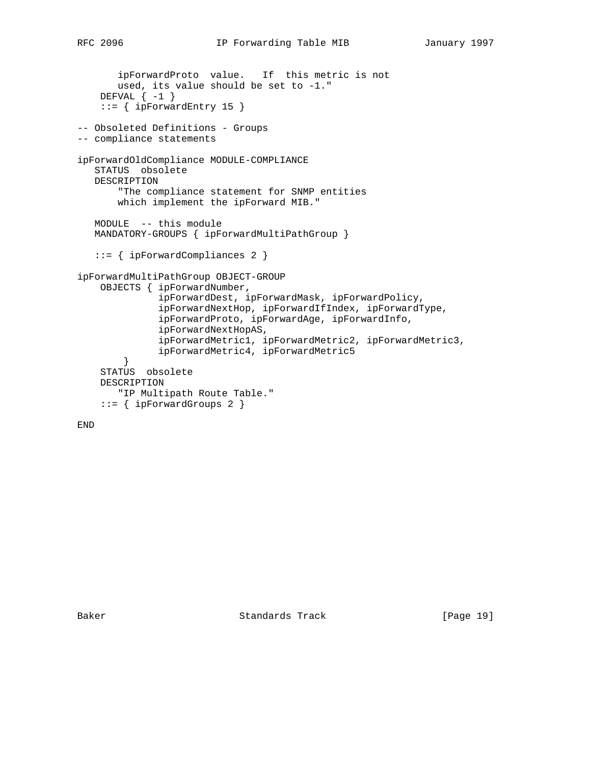```
       ipForwardProto  value.   If  this metric is not
       used, its value should be set to -1."
    DEFVAL { -1 }
    ::= { ipForwardEntry 15 }

-- Obsoleted Definitions - Groups
-- compliance statements

ipForwardOldCompliance MODULE-COMPLIANCE
   STATUS  obsolete
   DESCRIPTION
       "The compliance statement for SNMP entities
       which implement the ipForward MIB."

   MODULE  -- this module
   MANDATORY-GROUPS { ipForwardMultiPathGroup }

   ::= { ipForwardCompliances 2 }

ipForwardMultiPathGroup OBJECT-GROUP
    OBJECTS { ipForwardNumber,
              ipForwardDest, ipForwardMask, ipForwardPolicy,
              ipForwardNextHop, ipForwardIfIndex, ipForwardType,
              ipForwardProto, ipForwardAge, ipForwardInfo,
              ipForwardNextHopAS,
              ipForwardMetric1, ipForwardMetric2, ipForwardMetric3,
              ipForwardMetric4, ipForwardMetric5
        }
    STATUS  obsolete
    DESCRIPTION
       "IP Multipath Route Table."
    ::= { ipForwardGroups 2 }

END
```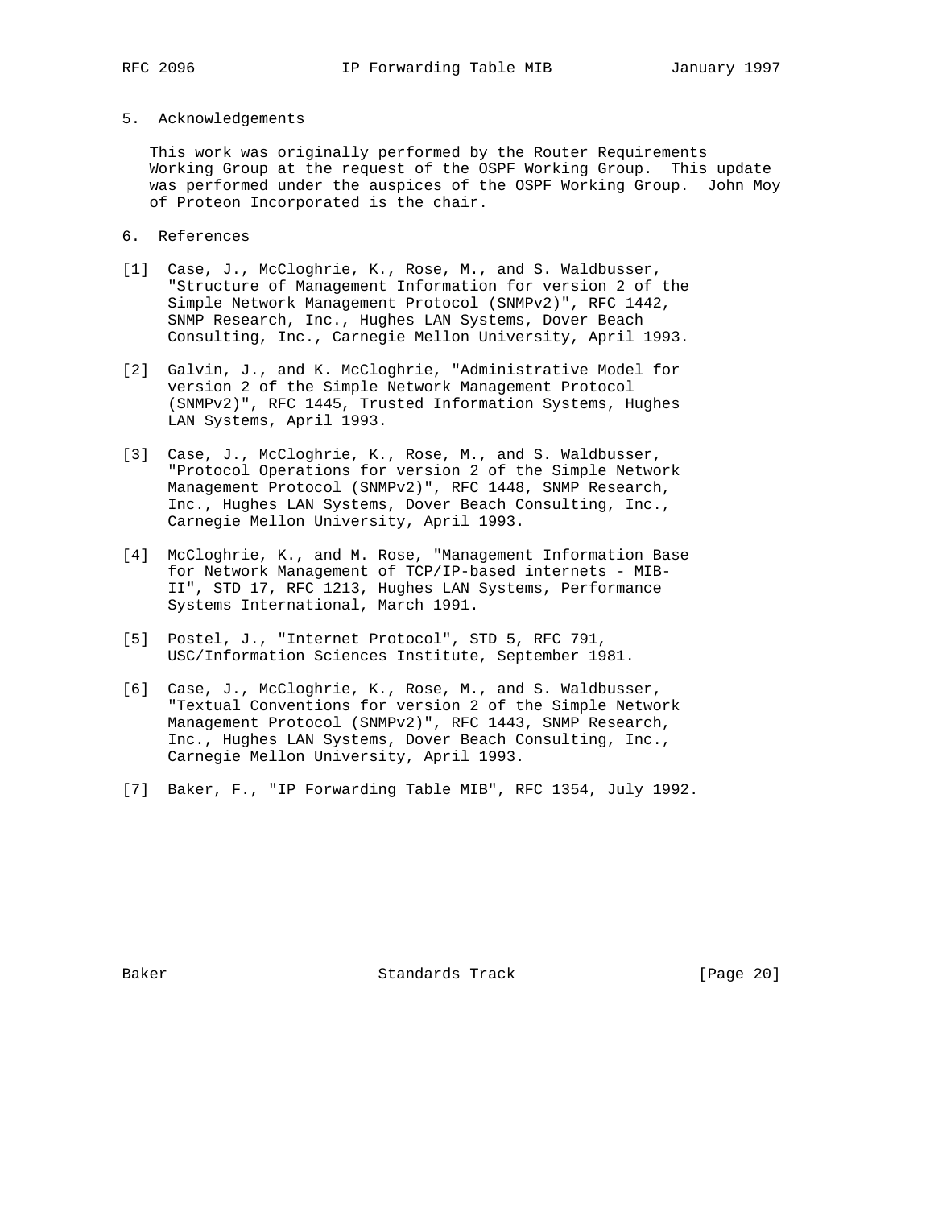## 5. Acknowledgements

This work was originally performed by the Router Requirements Working Group at the request of the OSPF Working Group. This update was performed under the auspices of the OSPF Working Group. John Moy of Proteon Incorporated is the chair.

## 6. References

[1] Case, J., McCloghrie, K., Rose, M., and S. Waldbusser, "Structure of Management Information for version 2 of the Simple Network Management Protocol (SNMPv2)", RFC 1442, SNMP Research, Inc., Hughes LAN Systems, Dover Beach Consulting, Inc., Carnegie Mellon University, April 1993.

[2] Galvin, J., and K. McCloghrie, "Administrative Model for version 2 of the Simple Network Management Protocol (SNMPv2)", RFC 1445, Trusted Information Systems, Hughes LAN Systems, April 1993.

[3] Case, J., McCloghrie, K., Rose, M., and S. Waldbusser, "Protocol Operations for version 2 of the Simple Network Management Protocol (SNMPv2)", RFC 1448, SNMP Research, Inc., Hughes LAN Systems, Dover Beach Consulting, Inc., Carnegie Mellon University, April 1993.

[4] McCloghrie, K., and M. Rose, "Management Information Base for Network Management of TCP/IP-based internets - MIB-II", STD 17, RFC 1213, Hughes LAN Systems, Performance Systems International, March 1991.

[5] Postel, J., "Internet Protocol", STD 5, RFC 791, USC/Information Sciences Institute, September 1981.

[6] Case, J., McCloghrie, K., Rose, M., and S. Waldbusser, "Textual Conventions for version 2 of the Simple Network Management Protocol (SNMPv2)", RFC 1443, SNMP Research, Inc., Hughes LAN Systems, Dover Beach Consulting, Inc., Carnegie Mellon University, April 1993.

[7] Baker, F., "IP Forwarding Table MIB", RFC 1354, July 1992.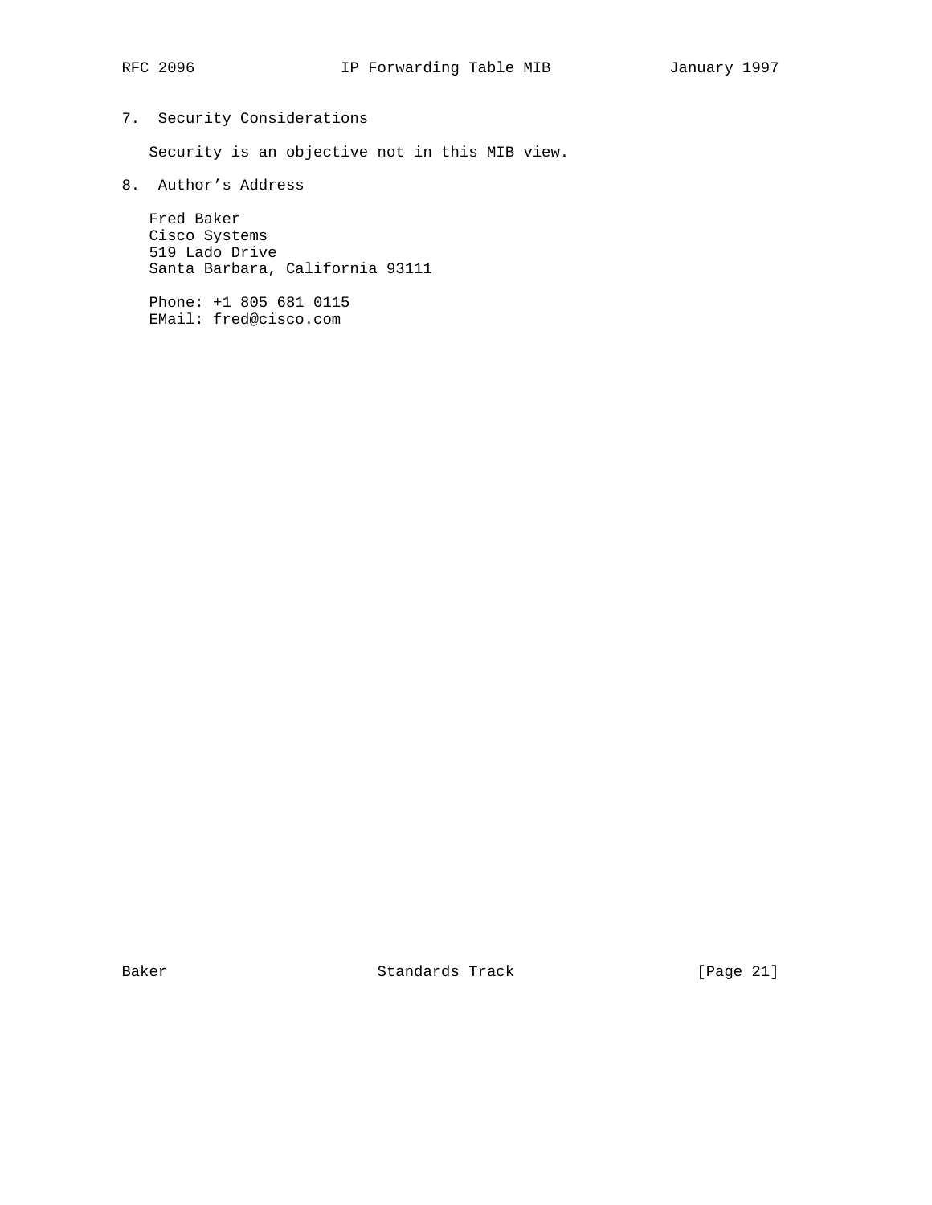## 7. Security Considerations

Security is an objective not in this MIB view.

## 8. Author's Address

Fred Baker
Cisco Systems
519 Lado Drive
Santa Barbara, California 93111

Phone: +1 805 681 0115
EMail: fred@cisco.com